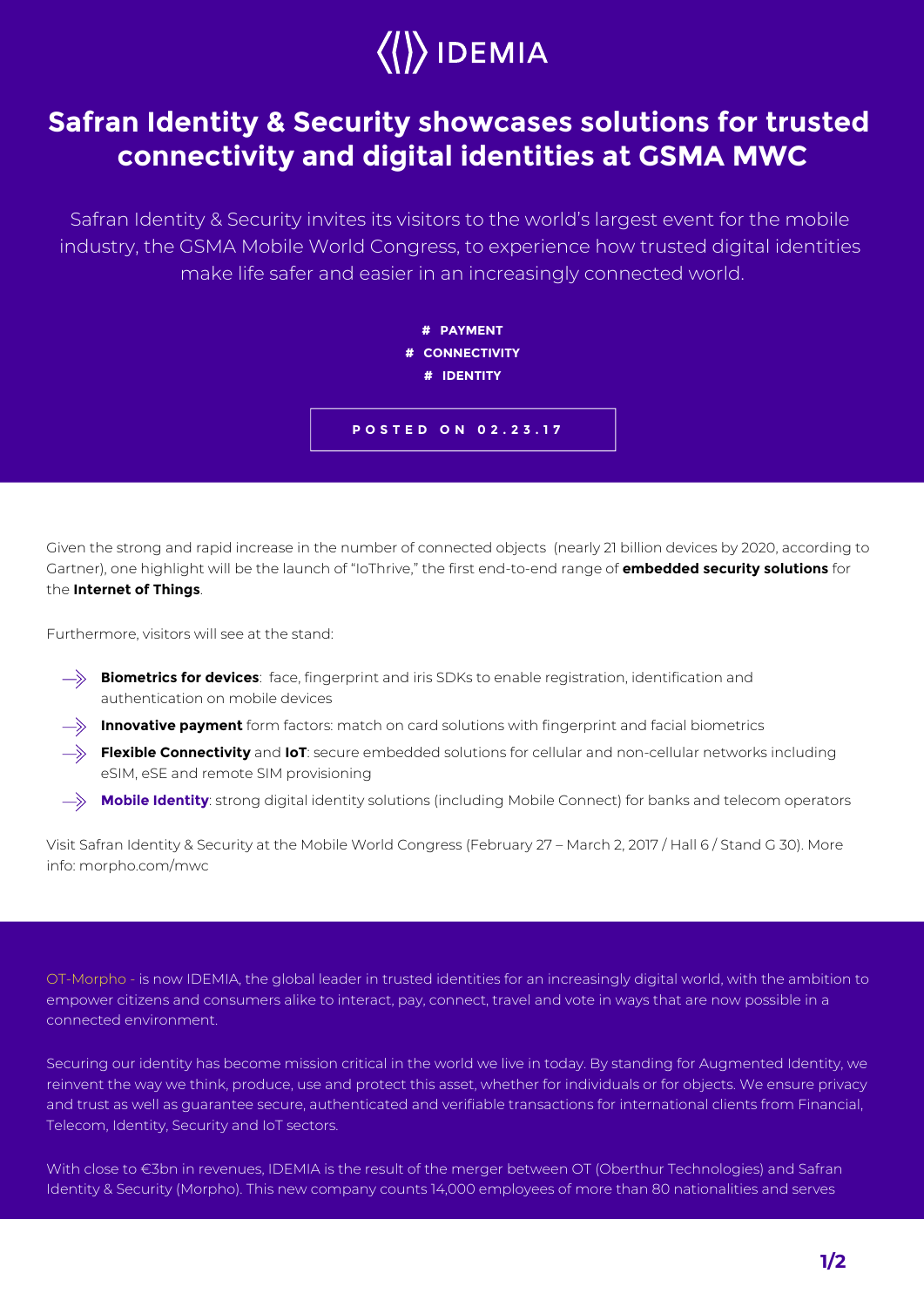IDEMIA

# Safran Identity & Security showcases solutions for trusted connectivity and digital identities at GSMA MWC

Safran Identity & Security invites its visitors to the world's largest event for the mobile industry, the GSMA Mobile World Congress, to experience how trusted digital identities make life safer and easier in an increasingly connected world.

**# PAYMENT**
**# CONNECTIVITY**
**# IDENTITY**

**POSTED ON 02.23.17**

Given the strong and rapid increase in the number of connected objects (nearly 21 billion devices by 2020, according to Gartner), one highlight will be the launch of "IoThrive," the first end-to-end range of **embedded security solutions** for the **Internet of Things**.

Furthermore, visitors will see at the stand:

- **Biometrics for devices**: face, fingerprint and iris SDKs to enable registration, identification and authentication on mobile devices
- **Innovative payment** form factors: match on card solutions with fingerprint and facial biometrics
- **Flexible Connectivity** and **IoT**: secure embedded solutions for cellular and non-cellular networks including eSIM, eSE and remote SIM provisioning
- **Mobile Identity**: strong digital identity solutions (including Mobile Connect) for banks and telecom operators

Visit Safran Identity & Security at the Mobile World Congress (February 27 – March 2, 2017 / Hall 6 / Stand G 30). More info: morpho.com/mwc

OT-Morpho - is now IDEMIA, the global leader in trusted identities for an increasingly digital world, with the ambition to empower citizens and consumers alike to interact, pay, connect, travel and vote in ways that are now possible in a connected environment.

Securing our identity has become mission critical in the world we live in today. By standing for Augmented Identity, we reinvent the way we think, produce, use and protect this asset, whether for individuals or for objects. We ensure privacy and trust as well as guarantee secure, authenticated and verifiable transactions for international clients from Financial, Telecom, Identity, Security and IoT sectors.

With close to €3bn in revenues, IDEMIA is the result of the merger between OT (Oberthur Technologies) and Safran Identity & Security (Morpho). This new company counts 14,000 employees of more than 80 nationalities and serves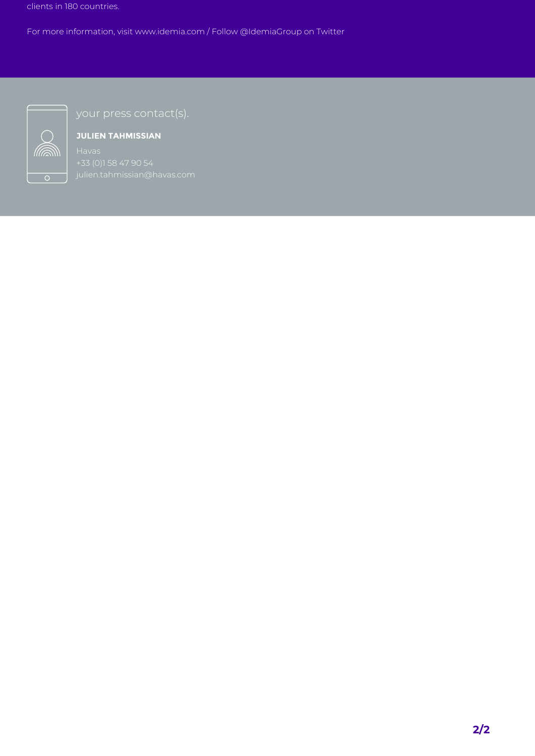clients in 180 countries.

For more information, visit www.idemia.com / Follow @IdemiaGroup on Twitter

your press contact(s).

**JULIEN TAHMISSIAN**

Havas
+33 (0)1 58 47 90 54
julien.tahmissian@havas.com